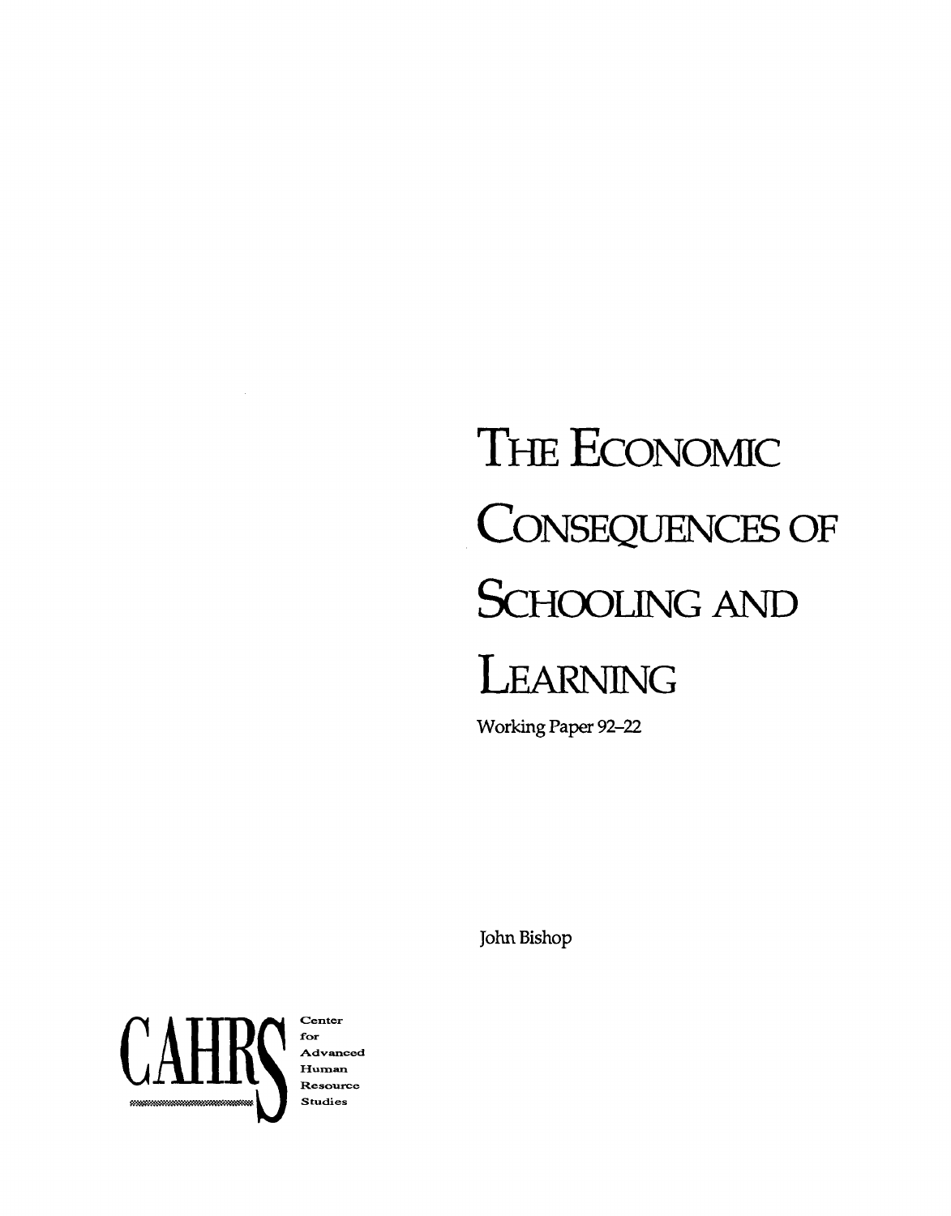# The Economic Consequences of Schooling and Learning

Working Paper 92–22

John Bishop

CAHRS
Center for Advanced Human Resource Studies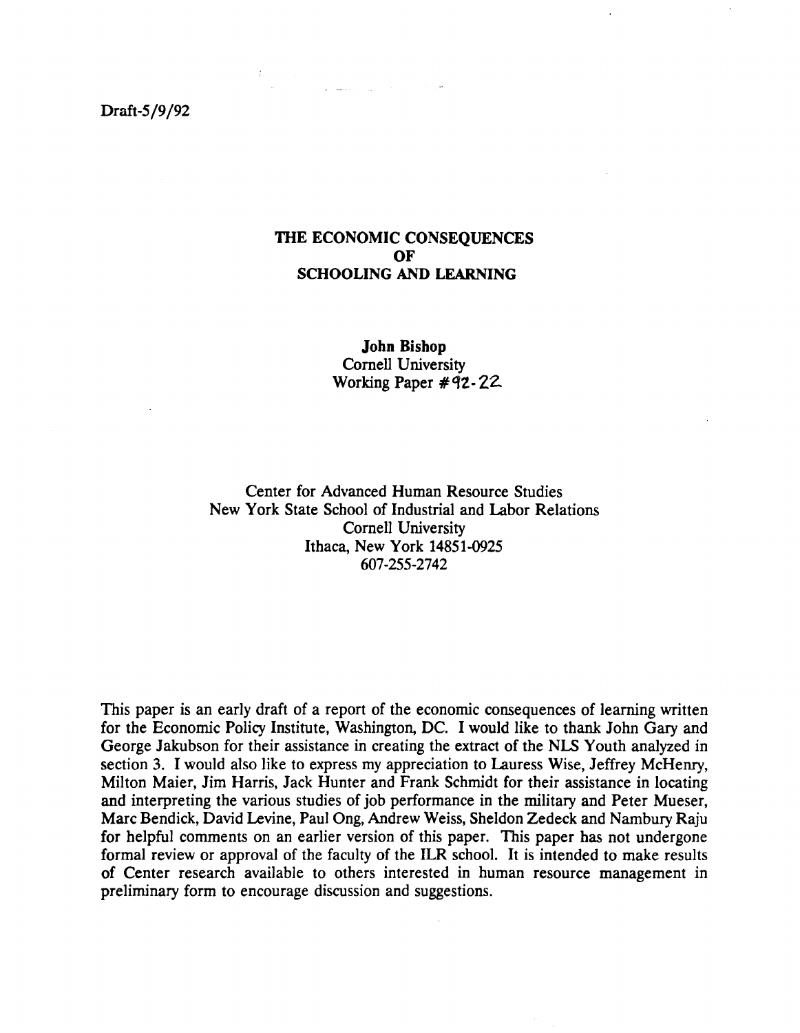Draft-5/9/92

# THE ECONOMIC CONSEQUENCES OF SCHOOLING AND LEARNING

**John Bishop**
Cornell University
Working Paper #92-22

Center for Advanced Human Resource Studies
New York State School of Industrial and Labor Relations
Cornell University
Ithaca, New York 14851-0925
607-255-2742

This paper is an early draft of a report of the economic consequences of learning written for the Economic Policy Institute, Washington, DC. I would like to thank John Gary and George Jakubson for their assistance in creating the extract of the NLS Youth analyzed in section 3. I would also like to express my appreciation to Lauress Wise, Jeffrey McHenry, Milton Maier, Jim Harris, Jack Hunter and Frank Schmidt for their assistance in locating and interpreting the various studies of job performance in the military and Peter Mueser, Marc Bendick, David Levine, Paul Ong, Andrew Weiss, Sheldon Zedeck and Nambury Raju for helpful comments on an earlier version of this paper. This paper has not undergone formal review or approval of the faculty of the ILR school. It is intended to make results of Center research available to others interested in human resource management in preliminary form to encourage discussion and suggestions.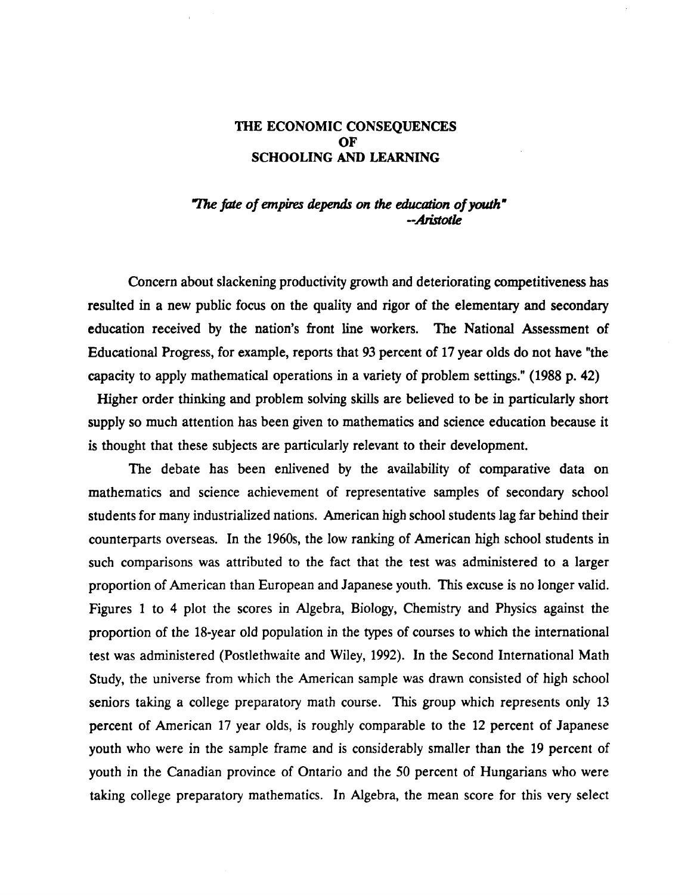# THE ECONOMIC CONSEQUENCES OF SCHOOLING AND LEARNING

*"The fate of empires depends on the education of youth"*
*--Aristotle*

Concern about slackening productivity growth and deteriorating competitiveness has resulted in a new public focus on the quality and rigor of the elementary and secondary education received by the nation's front line workers. The National Assessment of Educational Progress, for example, reports that 93 percent of 17 year olds do not have "the capacity to apply mathematical operations in a variety of problem settings." (1988 p. 42) Higher order thinking and problem solving skills are believed to be in particularly short supply so much attention has been given to mathematics and science education because it is thought that these subjects are particularly relevant to their development.

The debate has been enlivened by the availability of comparative data on mathematics and science achievement of representative samples of secondary school students for many industrialized nations. American high school students lag far behind their counterparts overseas. In the 1960s, the low ranking of American high school students in such comparisons was attributed to the fact that the test was administered to a larger proportion of American than European and Japanese youth. This excuse is no longer valid. Figures 1 to 4 plot the scores in Algebra, Biology, Chemistry and Physics against the proportion of the 18-year old population in the types of courses to which the international test was administered (Postlethwaite and Wiley, 1992). In the Second International Math Study, the universe from which the American sample was drawn consisted of high school seniors taking a college preparatory math course. This group which represents only 13 percent of American 17 year olds, is roughly comparable to the 12 percent of Japanese youth who were in the sample frame and is considerably smaller than the 19 percent of youth in the Canadian province of Ontario and the 50 percent of Hungarians who were taking college preparatory mathematics. In Algebra, the mean score for this very select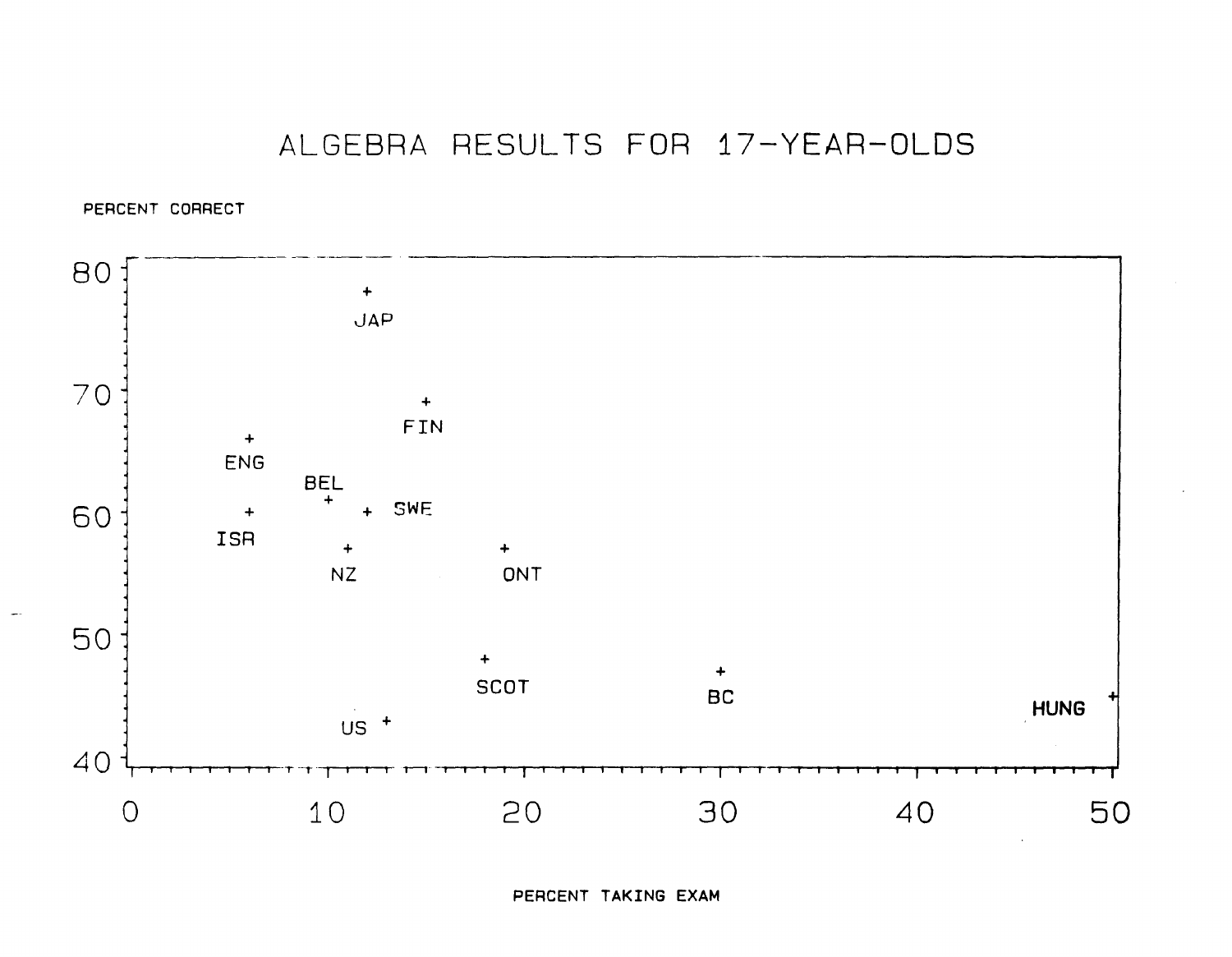# ALGEBRA RESULTS FOR 17-YEAR-OLDS

PERCENT CORRECT

80

70

60

50

40

JAP

FIN

ENG

BEL

SWE

ISR

NZ

ONT

SCOT

BC

HUNG

US

0 10 20 30 40 50

PERCENT TAKING EXAM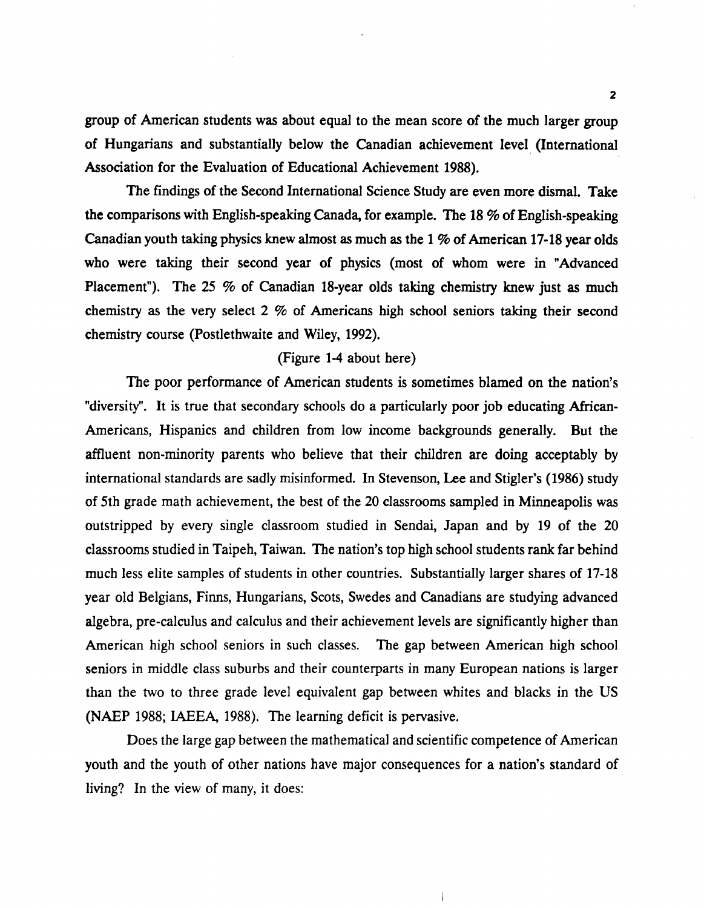group of American students was about equal to the mean score of the much larger group of Hungarians and substantially below the Canadian achievement level (International Association for the Evaluation of Educational Achievement 1988).

The findings of the Second International Science Study are even more dismal. Take the comparisons with English-speaking Canada, for example. The 18 % of English-speaking Canadian youth taking physics knew almost as much as the 1 % of American 17-18 year olds who were taking their second year of physics (most of whom were in "Advanced Placement"). The 25 % of Canadian 18-year olds taking chemistry knew just as much chemistry as the very select 2 % of Americans high school seniors taking their second chemistry course (Postlethwaite and Wiley, 1992).

(Figure 1-4 about here)

The poor performance of American students is sometimes blamed on the nation's "diversity". It is true that secondary schools do a particularly poor job educating African-Americans, Hispanics and children from low income backgrounds generally. But the affluent non-minority parents who believe that their children are doing acceptably by international standards are sadly misinformed. In Stevenson, Lee and Stigler's (1986) study of 5th grade math achievement, the best of the 20 classrooms sampled in Minneapolis was outstripped by every single classroom studied in Sendai, Japan and by 19 of the 20 classrooms studied in Taipeh, Taiwan. The nation's top high school students rank far behind much less elite samples of students in other countries. Substantially larger shares of 17-18 year old Belgians, Finns, Hungarians, Scots, Swedes and Canadians are studying advanced algebra, pre-calculus and calculus and their achievement levels are significantly higher than American high school seniors in such classes. The gap between American high school seniors in middle class suburbs and their counterparts in many European nations is larger than the two to three grade level equivalent gap between whites and blacks in the US (NAEP 1988; IAEEA, 1988). The learning deficit is pervasive.

Does the large gap between the mathematical and scientific competence of American youth and the youth of other nations have major consequences for a nation's standard of living? In the view of many, it does: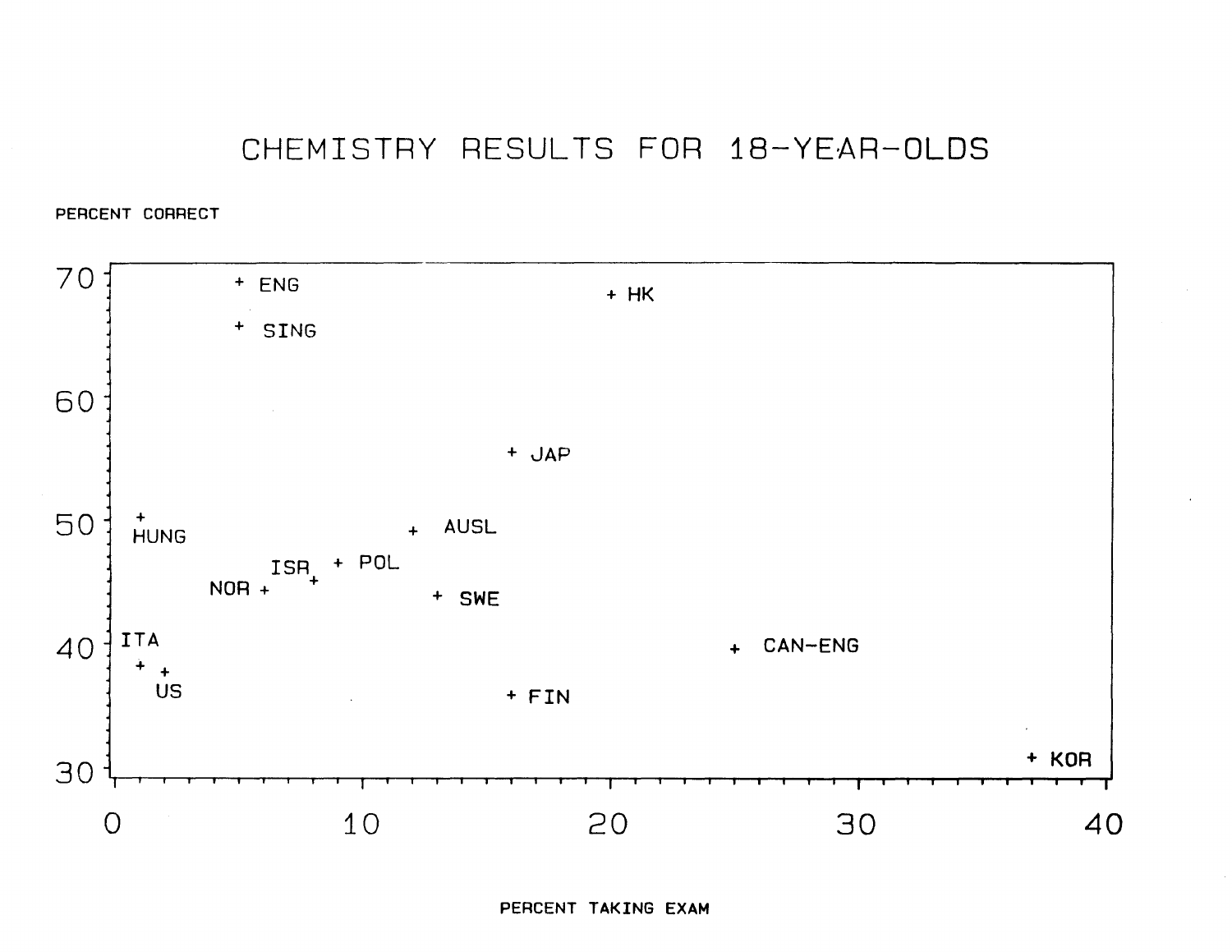# CHEMISTRY RESULTS FOR 18-YEAR-OLDS

PERCENT CORRECT

70

60

50

40

30

ENG

HK

SING

JAP

HUNG

AUSL

ISR

POL

NOR

SWE

ITA

CAN-ENG

US

FIN

KOR

0 10 20 30 40

PERCENT TAKING EXAM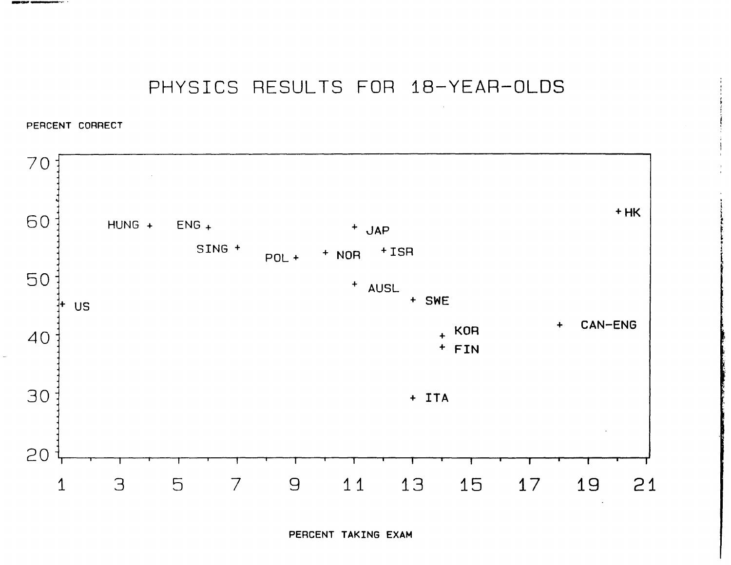# PHYSICS RESULTS FOR 18-YEAR-OLDS

PERCENT CORRECT

| Country | Percent Taking Exam | Percent Correct |
|---|---|---|
| US | 1 | 45 |
| HUNG | 4 | 59 |
| ENG | 6 | 59 |
| SING | 7 | 55 |
| POL | 9 | 53 |
| NOR | 10 | 54 |
| JAP | 11 | 59 |
| AUSL | 11 | 49 |
| ISR | 12 | 54 |
| SWE | 13 | 46 |
| ITA | 13 | 29 |
| KOR | 14 | 40 |
| FIN | 14 | 38 |
| CAN-ENG | 18 | 42 |
| HK | 20 | 61 |

PERCENT TAKING EXAM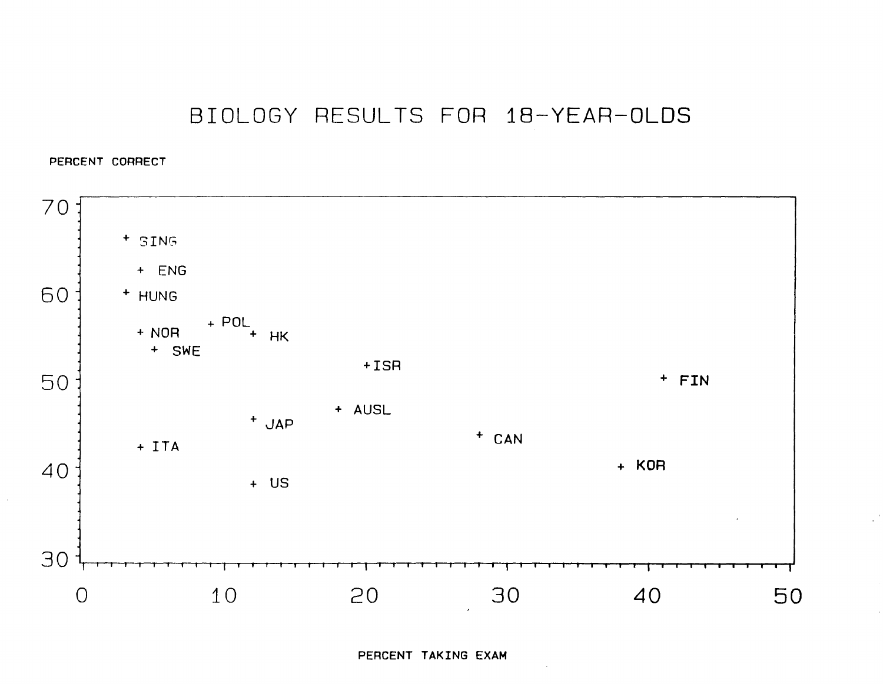# BIOLOGY RESULTS FOR 18-YEAR-OLDS

PERCENT CORRECT

| Country | Percent Taking Exam | Percent Correct |
|---|---|---|
| SING | 3 | 66 |
| ENG | 4 | 62.5 |
| HUNG | 3 | 60 |
| POL | 9 | 56.5 |
| NOR | 4 | 55.5 |
| HK | 12 | 55.5 |
| SWE | 5 | 53.5 |
| ISR | 20 | 51.5 |
| FIN | 41 | 50 |
| AUSL | 18 | 46.5 |
| JAP | 12 | 45.5 |
| CAN | 28 | 43.5 |
| ITA | 4 | 42.5 |
| KOR | 38 | 40 |
| US | 12 | 38 |

PERCENT TAKING EXAM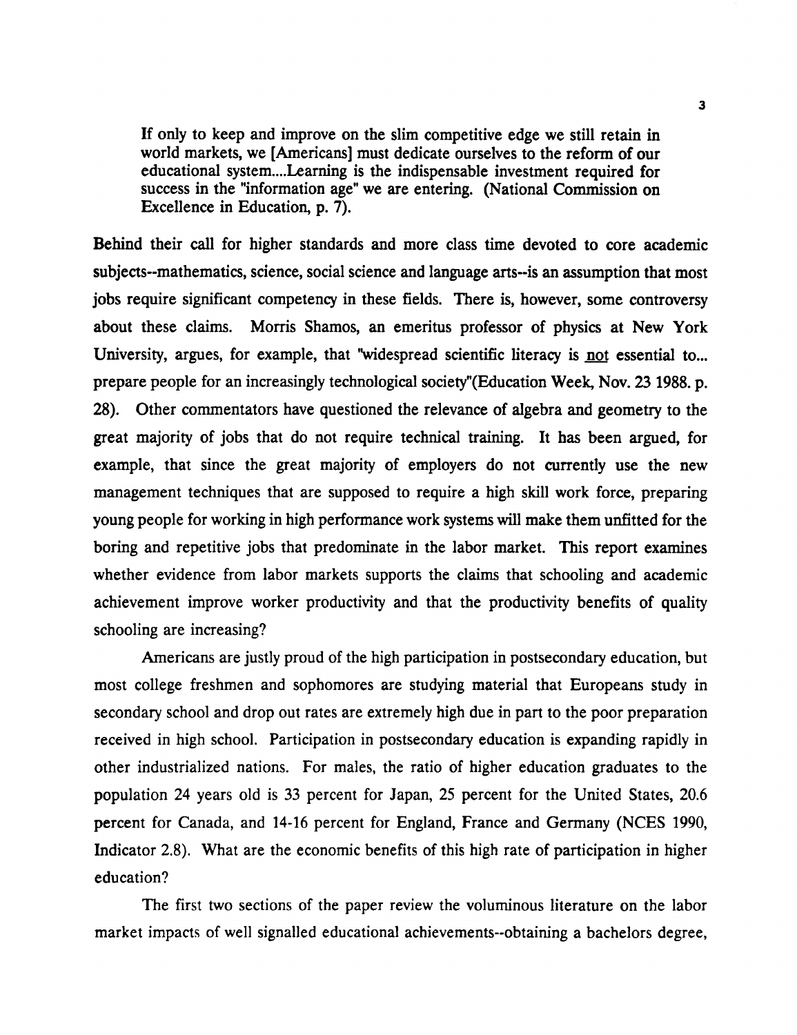> If only to keep and improve on the slim competitive edge we still retain in world markets, we [Americans] must dedicate ourselves to the reform of our educational system....Learning is the indispensable investment required for success in the "information age" we are entering. (National Commission on Excellence in Education, p. 7).

Behind their call for higher standards and more class time devoted to core academic subjects--mathematics, science, social science and language arts--is an assumption that most jobs require significant competency in these fields. There is, however, some controversy about these claims. Morris Shamos, an emeritus professor of physics at New York University, argues, for example, that "widespread scientific literacy is not essential to... prepare people for an increasingly technological society"(Education Week, Nov. 23 1988. p. 28). Other commentators have questioned the relevance of algebra and geometry to the great majority of jobs that do not require technical training. It has been argued, for example, that since the great majority of employers do not currently use the new management techniques that are supposed to require a high skill work force, preparing young people for working in high performance work systems will make them unfitted for the boring and repetitive jobs that predominate in the labor market. This report examines whether evidence from labor markets supports the claims that schooling and academic achievement improve worker productivity and that the productivity benefits of quality schooling are increasing?

Americans are justly proud of the high participation in postsecondary education, but most college freshmen and sophomores are studying material that Europeans study in secondary school and drop out rates are extremely high due in part to the poor preparation received in high school. Participation in postsecondary education is expanding rapidly in other industrialized nations. For males, the ratio of higher education graduates to the population 24 years old is 33 percent for Japan, 25 percent for the United States, 20.6 percent for Canada, and 14-16 percent for England, France and Germany (NCES 1990, Indicator 2.8). What are the economic benefits of this high rate of participation in higher education?

The first two sections of the paper review the voluminous literature on the labor market impacts of well signalled educational achievements--obtaining a bachelors degree,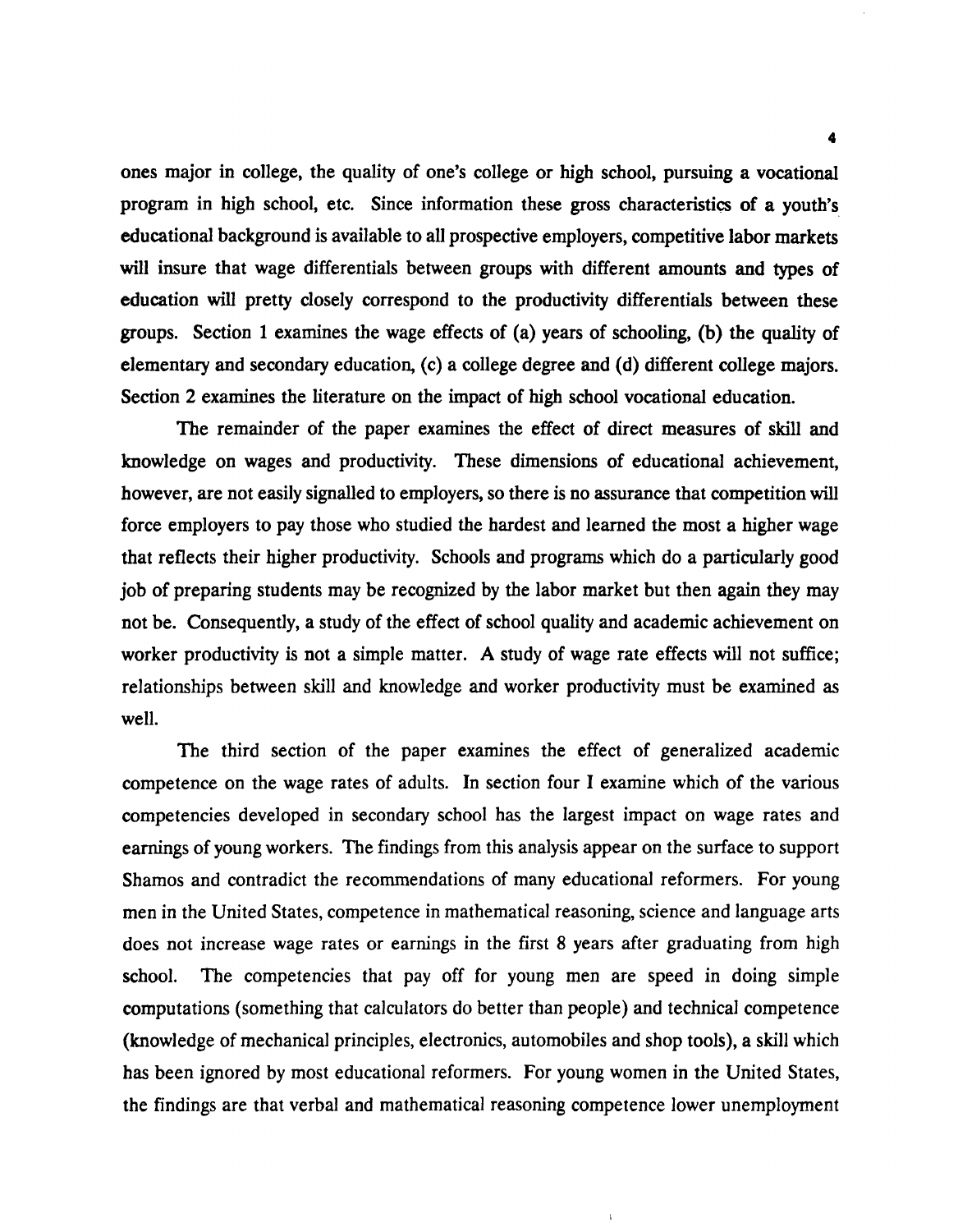ones major in college, the quality of one's college or high school, pursuing a vocational program in high school, etc. Since information these gross characteristics of a youth's educational background is available to all prospective employers, competitive labor markets will insure that wage differentials between groups with different amounts and types of education will pretty closely correspond to the productivity differentials between these groups. Section 1 examines the wage effects of (a) years of schooling, (b) the quality of elementary and secondary education, (c) a college degree and (d) different college majors. Section 2 examines the literature on the impact of high school vocational education.

The remainder of the paper examines the effect of direct measures of skill and knowledge on wages and productivity. These dimensions of educational achievement, however, are not easily signalled to employers, so there is no assurance that competition will force employers to pay those who studied the hardest and learned the most a higher wage that reflects their higher productivity. Schools and programs which do a particularly good job of preparing students may be recognized by the labor market but then again they may not be. Consequently, a study of the effect of school quality and academic achievement on worker productivity is not a simple matter. A study of wage rate effects will not suffice; relationships between skill and knowledge and worker productivity must be examined as well.

The third section of the paper examines the effect of generalized academic competence on the wage rates of adults. In section four I examine which of the various competencies developed in secondary school has the largest impact on wage rates and earnings of young workers. The findings from this analysis appear on the surface to support Shamos and contradict the recommendations of many educational reformers. For young men in the United States, competence in mathematical reasoning, science and language arts does not increase wage rates or earnings in the first 8 years after graduating from high school. The competencies that pay off for young men are speed in doing simple computations (something that calculators do better than people) and technical competence (knowledge of mechanical principles, electronics, automobiles and shop tools), a skill which has been ignored by most educational reformers. For young women in the United States, the findings are that verbal and mathematical reasoning competence lower unemployment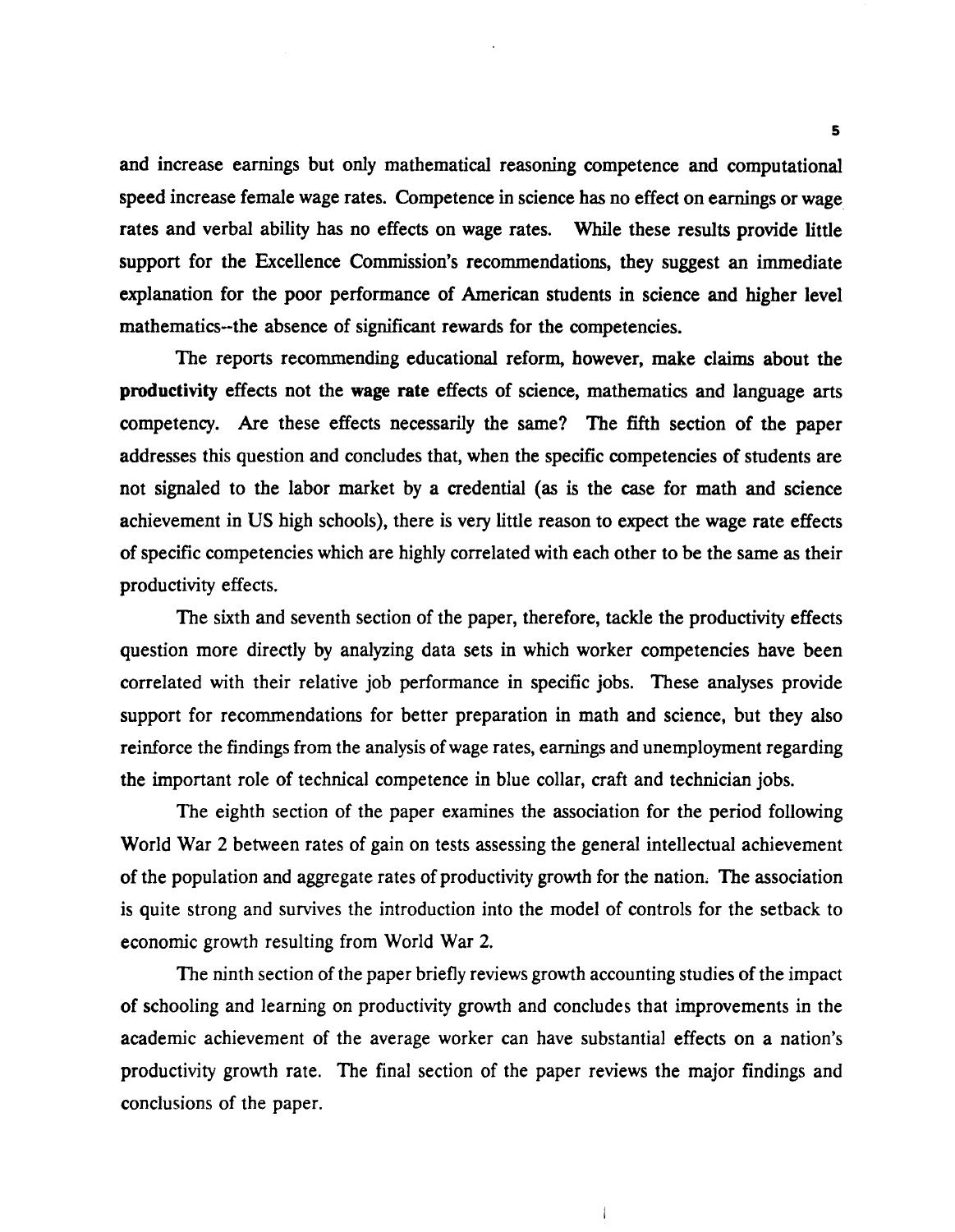and increase earnings but only mathematical reasoning competence and computational speed increase female wage rates. Competence in science has no effect on earnings or wage rates and verbal ability has no effects on wage rates. While these results provide little support for the Excellence Commission's recommendations, they suggest an immediate explanation for the poor performance of American students in science and higher level mathematics--the absence of significant rewards for the competencies.

The reports recommending educational reform, however, make claims about the **productivity** effects not the **wage rate** effects of science, mathematics and language arts competency. Are these effects necessarily the same? The fifth section of the paper addresses this question and concludes that, when the specific competencies of students are not signaled to the labor market by a credential (as is the case for math and science achievement in US high schools), there is very little reason to expect the wage rate effects of specific competencies which are highly correlated with each other to be the same as their productivity effects.

The sixth and seventh section of the paper, therefore, tackle the productivity effects question more directly by analyzing data sets in which worker competencies have been correlated with their relative job performance in specific jobs. These analyses provide support for recommendations for better preparation in math and science, but they also reinforce the findings from the analysis of wage rates, earnings and unemployment regarding the important role of technical competence in blue collar, craft and technician jobs.

The eighth section of the paper examines the association for the period following World War 2 between rates of gain on tests assessing the general intellectual achievement of the population and aggregate rates of productivity growth for the nation. The association is quite strong and survives the introduction into the model of controls for the setback to economic growth resulting from World War 2.

The ninth section of the paper briefly reviews growth accounting studies of the impact of schooling and learning on productivity growth and concludes that improvements in the academic achievement of the average worker can have substantial effects on a nation's productivity growth rate. The final section of the paper reviews the major findings and conclusions of the paper.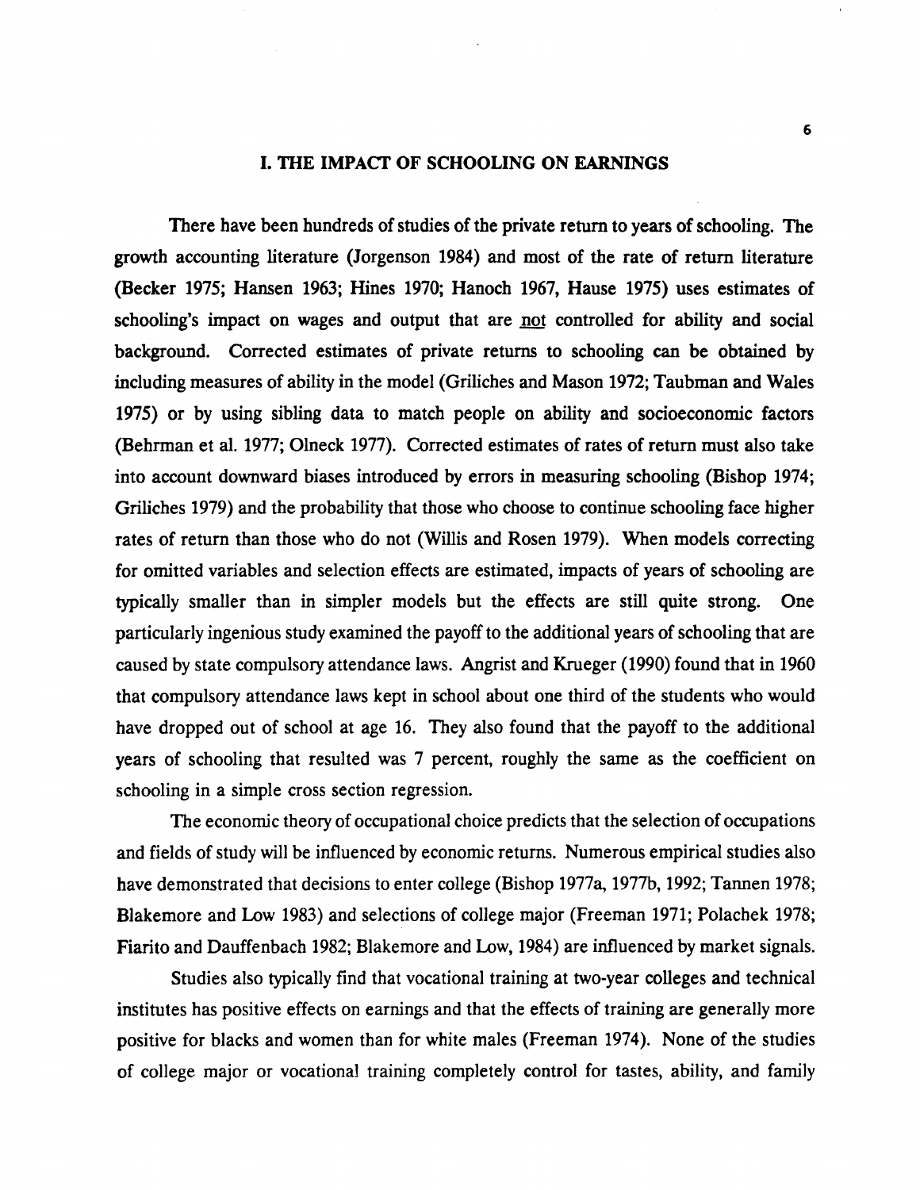## I. THE IMPACT OF SCHOOLING ON EARNINGS

There have been hundreds of studies of the private return to years of schooling. The growth accounting literature (Jorgenson 1984) and most of the rate of return literature (Becker 1975; Hansen 1963; Hines 1970; Hanoch 1967, Hause 1975) uses estimates of schooling's impact on wages and output that are not controlled for ability and social background. Corrected estimates of private returns to schooling can be obtained by including measures of ability in the model (Griliches and Mason 1972; Taubman and Wales 1975) or by using sibling data to match people on ability and socioeconomic factors (Behrman et al. 1977; Olneck 1977). Corrected estimates of rates of return must also take into account downward biases introduced by errors in measuring schooling (Bishop 1974; Griliches 1979) and the probability that those who choose to continue schooling face higher rates of return than those who do not (Willis and Rosen 1979). When models correcting for omitted variables and selection effects are estimated, impacts of years of schooling are typically smaller than in simpler models but the effects are still quite strong. One particularly ingenious study examined the payoff to the additional years of schooling that are caused by state compulsory attendance laws. Angrist and Krueger (1990) found that in 1960 that compulsory attendance laws kept in school about one third of the students who would have dropped out of school at age 16. They also found that the payoff to the additional years of schooling that resulted was 7 percent, roughly the same as the coefficient on schooling in a simple cross section regression.

The economic theory of occupational choice predicts that the selection of occupations and fields of study will be influenced by economic returns. Numerous empirical studies also have demonstrated that decisions to enter college (Bishop 1977a, 1977b, 1992; Tannen 1978; Blakemore and Low 1983) and selections of college major (Freeman 1971; Polachek 1978; Fiarito and Dauffenbach 1982; Blakemore and Low, 1984) are influenced by market signals.

Studies also typically find that vocational training at two-year colleges and technical institutes has positive effects on earnings and that the effects of training are generally more positive for blacks and women than for white males (Freeman 1974). None of the studies of college major or vocational training completely control for tastes, ability, and family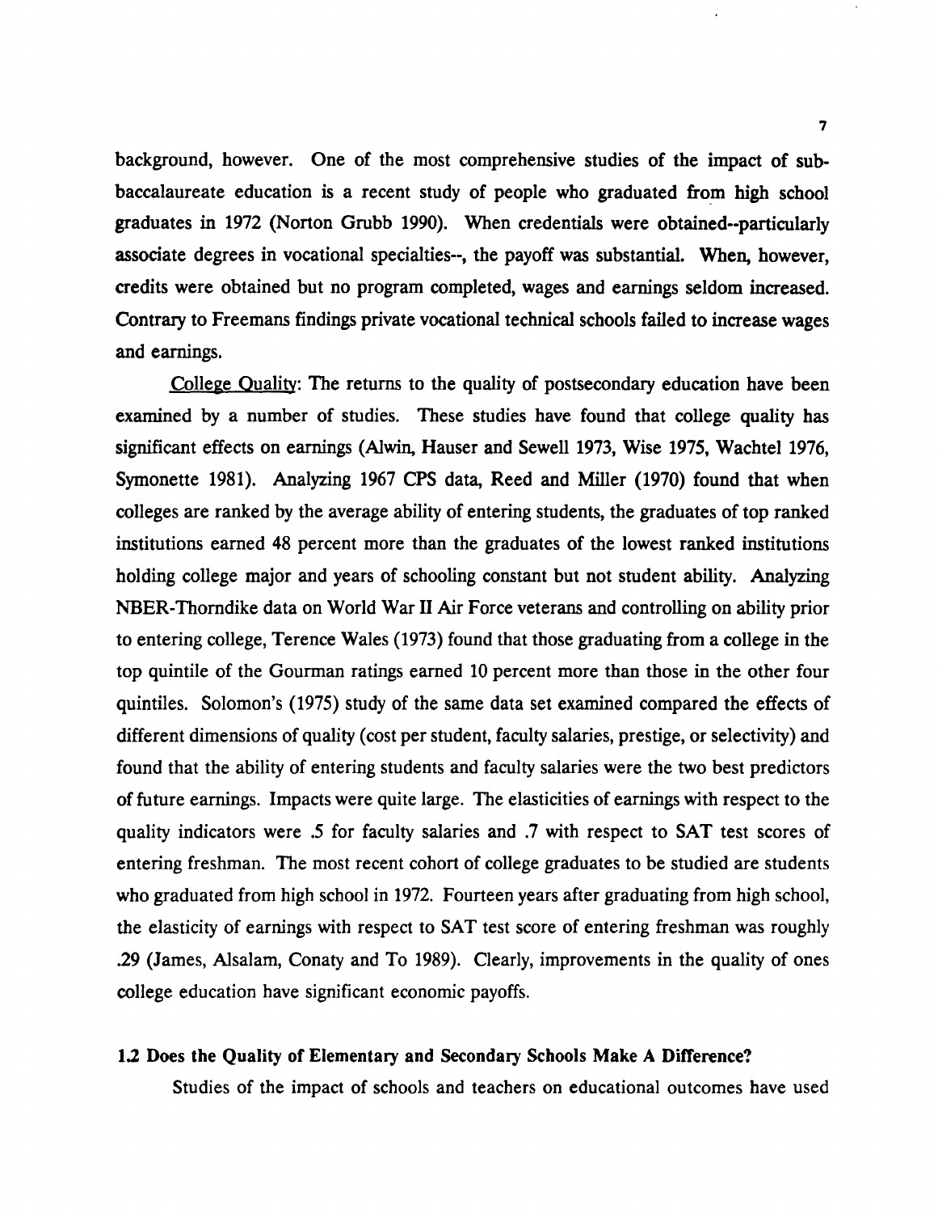background, however. One of the most comprehensive studies of the impact of sub-baccalaureate education is a recent study of people who graduated from high school graduates in 1972 (Norton Grubb 1990). When credentials were obtained--particularly associate degrees in vocational specialties--, the payoff was substantial. When, however, credits were obtained but no program completed, wages and earnings seldom increased. Contrary to Freemans findings private vocational technical schools failed to increase wages and earnings.

College Quality: The returns to the quality of postsecondary education have been examined by a number of studies. These studies have found that college quality has significant effects on earnings (Alwin, Hauser and Sewell 1973, Wise 1975, Wachtel 1976, Symonette 1981). Analyzing 1967 CPS data, Reed and Miller (1970) found that when colleges are ranked by the average ability of entering students, the graduates of top ranked institutions earned 48 percent more than the graduates of the lowest ranked institutions holding college major and years of schooling constant but not student ability. Analyzing NBER-Thorndike data on World War II Air Force veterans and controlling on ability prior to entering college, Terence Wales (1973) found that those graduating from a college in the top quintile of the Gourman ratings earned 10 percent more than those in the other four quintiles. Solomon's (1975) study of the same data set examined compared the effects of different dimensions of quality (cost per student, faculty salaries, prestige, or selectivity) and found that the ability of entering students and faculty salaries were the two best predictors of future earnings. Impacts were quite large. The elasticities of earnings with respect to the quality indicators were .5 for faculty salaries and .7 with respect to SAT test scores of entering freshman. The most recent cohort of college graduates to be studied are students who graduated from high school in 1972. Fourteen years after graduating from high school, the elasticity of earnings with respect to SAT test score of entering freshman was roughly .29 (James, Alsalam, Conaty and To 1989). Clearly, improvements in the quality of ones college education have significant economic payoffs.

### 1.2 Does the Quality of Elementary and Secondary Schools Make A Difference?

Studies of the impact of schools and teachers on educational outcomes have used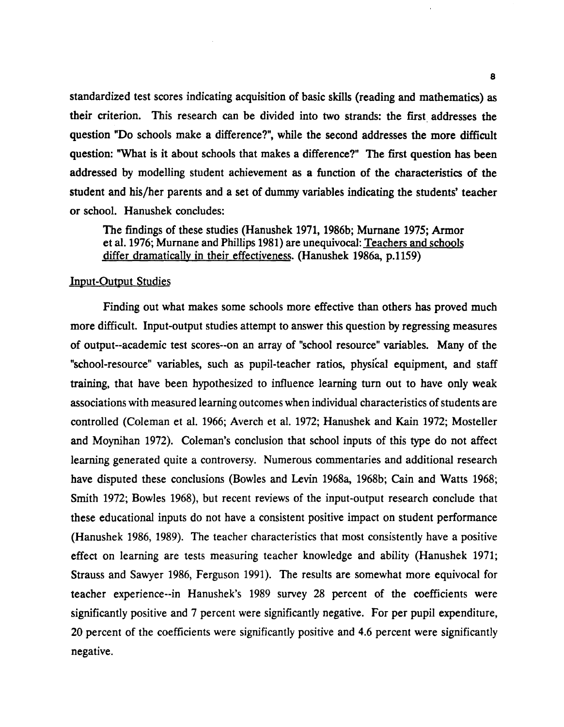standardized test scores indicating acquisition of basic skills (reading and mathematics) as their criterion. This research can be divided into two strands: the first addresses the question "Do schools make a difference?", while the second addresses the more difficult question: "What is it about schools that makes a difference?" The first question has been addressed by modelling student achievement as a function of the characteristics of the student and his/her parents and a set of dummy variables indicating the students' teacher or school. Hanushek concludes:

> The findings of these studies (Hanushek 1971, 1986b; Murnane 1975; Armor et al. 1976; Murnane and Phillips 1981) are unequivocal: <u>Teachers and schools differ dramatically in their effectiveness</u>. (Hanushek 1986a, p.1159)

<u>Input-Output Studies</u>

Finding out what makes some schools more effective than others has proved much more difficult. Input-output studies attempt to answer this question by regressing measures of output--academic test scores--on an array of "school resource" variables. Many of the "school-resource" variables, such as pupil-teacher ratios, physical equipment, and staff training, that have been hypothesized to influence learning turn out to have only weak associations with measured learning outcomes when individual characteristics of students are controlled (Coleman et al. 1966; Averch et al. 1972; Hanushek and Kain 1972; Mosteller and Moynihan 1972). Coleman's conclusion that school inputs of this type do not affect learning generated quite a controversy. Numerous commentaries and additional research have disputed these conclusions (Bowles and Levin 1968a, 1968b; Cain and Watts 1968; Smith 1972; Bowles 1968), but recent reviews of the input-output research conclude that these educational inputs do not have a consistent positive impact on student performance (Hanushek 1986, 1989). The teacher characteristics that most consistently have a positive effect on learning are tests measuring teacher knowledge and ability (Hanushek 1971; Strauss and Sawyer 1986, Ferguson 1991). The results are somewhat more equivocal for teacher experience--in Hanushek's 1989 survey 28 percent of the coefficients were significantly positive and 7 percent were significantly negative. For per pupil expenditure, 20 percent of the coefficients were significantly positive and 4.6 percent were significantly negative.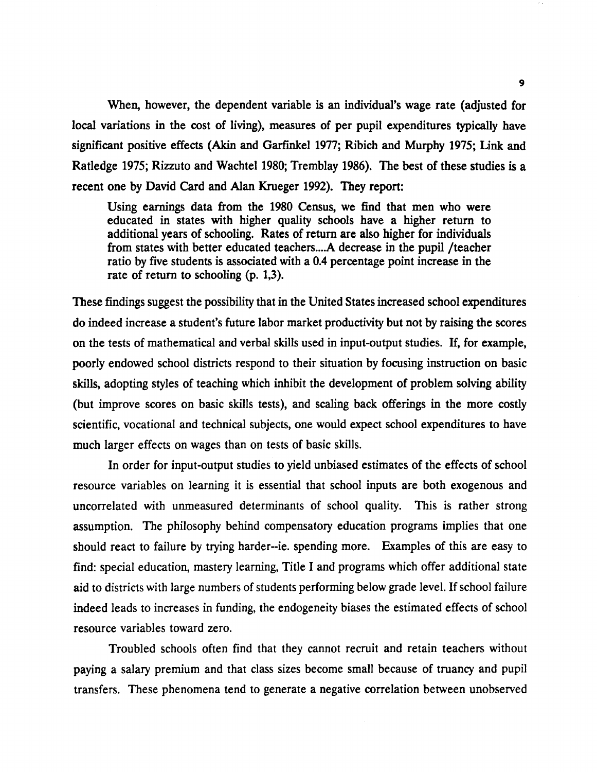When, however, the dependent variable is an individual's wage rate (adjusted for local variations in the cost of living), measures of per pupil expenditures typically have significant positive effects (Akin and Garfinkel 1977; Ribich and Murphy 1975; Link and Ratledge 1975; Rizzuto and Wachtel 1980; Tremblay 1986). The best of these studies is a recent one by David Card and Alan Krueger 1992). They report:

> Using earnings data from the 1980 Census, we find that men who were educated in states with higher quality schools have a higher return to additional years of schooling. Rates of return are also higher for individuals from states with better educated teachers....A decrease in the pupil /teacher ratio by five students is associated with a 0.4 percentage point increase in the rate of return to schooling (p. 1,3).

These findings suggest the possibility that in the United States increased school expenditures do indeed increase a student's future labor market productivity but not by raising the scores on the tests of mathematical and verbal skills used in input-output studies. If, for example, poorly endowed school districts respond to their situation by focusing instruction on basic skills, adopting styles of teaching which inhibit the development of problem solving ability (but improve scores on basic skills tests), and scaling back offerings in the more costly scientific, vocational and technical subjects, one would expect school expenditures to have much larger effects on wages than on tests of basic skills.

In order for input-output studies to yield unbiased estimates of the effects of school resource variables on learning it is essential that school inputs are both exogenous and uncorrelated with unmeasured determinants of school quality. This is rather strong assumption. The philosophy behind compensatory education programs implies that one should react to failure by trying harder--ie. spending more. Examples of this are easy to find: special education, mastery learning, Title I and programs which offer additional state aid to districts with large numbers of students performing below grade level. If school failure indeed leads to increases in funding, the endogeneity biases the estimated effects of school resource variables toward zero.

Troubled schools often find that they cannot recruit and retain teachers without paying a salary premium and that class sizes become small because of truancy and pupil transfers. These phenomena tend to generate a negative correlation between unobserved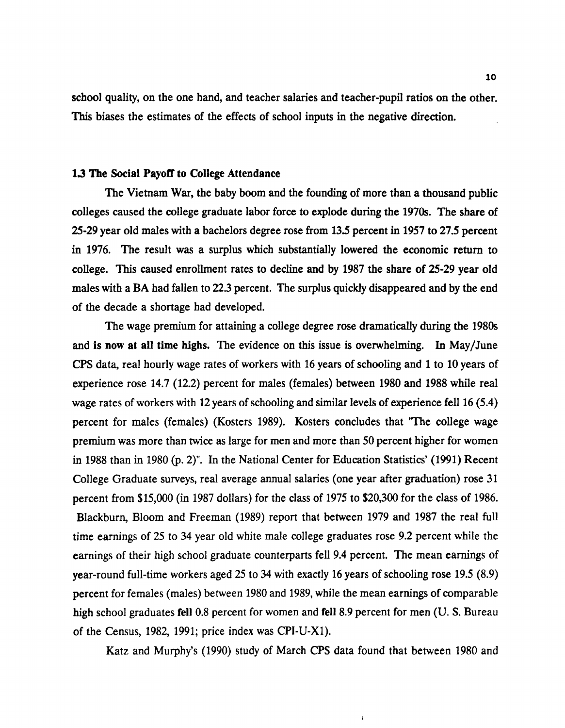school quality, on the one hand, and teacher salaries and teacher-pupil ratios on the other. This biases the estimates of the effects of school inputs in the negative direction.

### 1.3 The Social Payoff to College Attendance

The Vietnam War, the baby boom and the founding of more than a thousand public colleges caused the college graduate labor force to explode during the 1970s. The share of 25-29 year old males with a bachelors degree rose from 13.5 percent in 1957 to 27.5 percent in 1976. The result was a surplus which substantially lowered the economic return to college. This caused enrollment rates to decline and by 1987 the share of 25-29 year old males with a BA had fallen to 22.3 percent. The surplus quickly disappeared and by the end of the decade a shortage had developed.

The wage premium for attaining a college degree rose dramatically during the 1980s and **is now at all time highs.** The evidence on this issue is overwhelming. In May/June CPS data, real hourly wage rates of workers with 16 years of schooling and 1 to 10 years of experience rose 14.7 (12.2) percent for males (females) between 1980 and 1988 while real wage rates of workers with 12 years of schooling and similar levels of experience fell 16 (5.4) percent for males (females) (Kosters 1989). Kosters concludes that "The college wage premium was more than twice as large for men and more than 50 percent higher for women in 1988 than in 1980 (p. 2)". In the National Center for Education Statistics' (1991) Recent College Graduate surveys, real average annual salaries (one year after graduation) rose 31 percent from $15,000 (in 1987 dollars) for the class of 1975 to $20,300 for the class of 1986. Blackburn, Bloom and Freeman (1989) report that between 1979 and 1987 the real full time earnings of 25 to 34 year old white male college graduates rose 9.2 percent while the earnings of their high school graduate counterparts fell 9.4 percent. The mean earnings of year-round full-time workers aged 25 to 34 with exactly 16 years of schooling rose 19.5 (8.9) percent for females (males) between 1980 and 1989, while the mean earnings of comparable high school graduates **fell** 0.8 percent for women and **fell** 8.9 percent for men (U. S. Bureau of the Census, 1982, 1991; price index was CPI-U-X1).

Katz and Murphy's (1990) study of March CPS data found that between 1980 and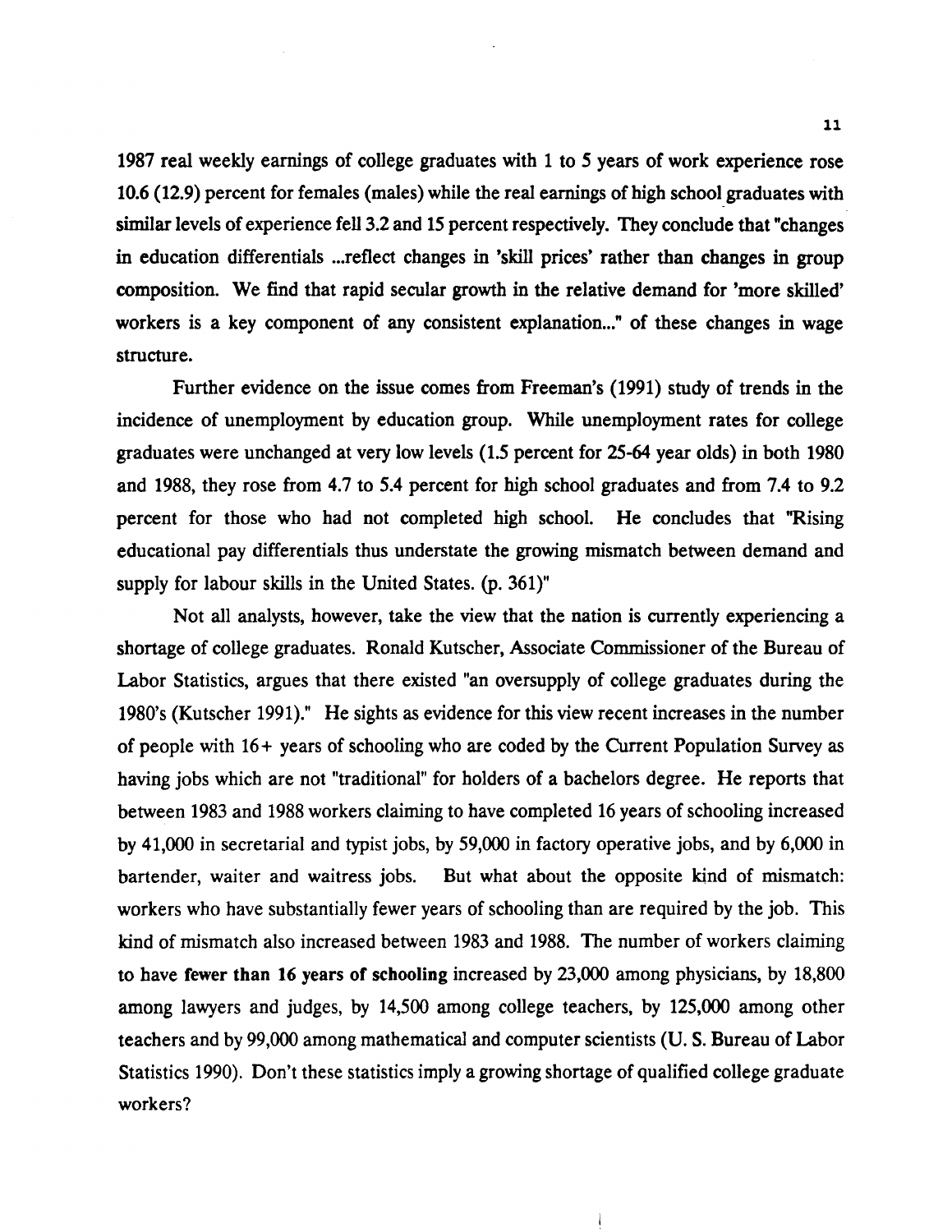1987 real weekly earnings of college graduates with 1 to 5 years of work experience rose 10.6 (12.9) percent for females (males) while the real earnings of high school graduates with similar levels of experience fell 3.2 and 15 percent respectively. They conclude that "changes in education differentials ...reflect changes in 'skill prices' rather than changes in group composition. We find that rapid secular growth in the relative demand for 'more skilled' workers is a key component of any consistent explanation..." of these changes in wage structure.

Further evidence on the issue comes from Freeman's (1991) study of trends in the incidence of unemployment by education group. While unemployment rates for college graduates were unchanged at very low levels (1.5 percent for 25-64 year olds) in both 1980 and 1988, they rose from 4.7 to 5.4 percent for high school graduates and from 7.4 to 9.2 percent for those who had not completed high school. He concludes that "Rising educational pay differentials thus understate the growing mismatch between demand and supply for labour skills in the United States. (p. 361)"

Not all analysts, however, take the view that the nation is currently experiencing a shortage of college graduates. Ronald Kutscher, Associate Commissioner of the Bureau of Labor Statistics, argues that there existed "an oversupply of college graduates during the 1980's (Kutscher 1991)." He sights as evidence for this view recent increases in the number of people with 16+ years of schooling who are coded by the Current Population Survey as having jobs which are not "traditional" for holders of a bachelors degree. He reports that between 1983 and 1988 workers claiming to have completed 16 years of schooling increased by 41,000 in secretarial and typist jobs, by 59,000 in factory operative jobs, and by 6,000 in bartender, waiter and waitress jobs. But what about the opposite kind of mismatch: workers who have substantially fewer years of schooling than are required by the job. This kind of mismatch also increased between 1983 and 1988. The number of workers claiming to have **fewer than 16 years of schooling** increased by 23,000 among physicians, by 18,800 among lawyers and judges, by 14,500 among college teachers, by 125,000 among other teachers and by 99,000 among mathematical and computer scientists (U. S. Bureau of Labor Statistics 1990). Don't these statistics imply a growing shortage of qualified college graduate workers?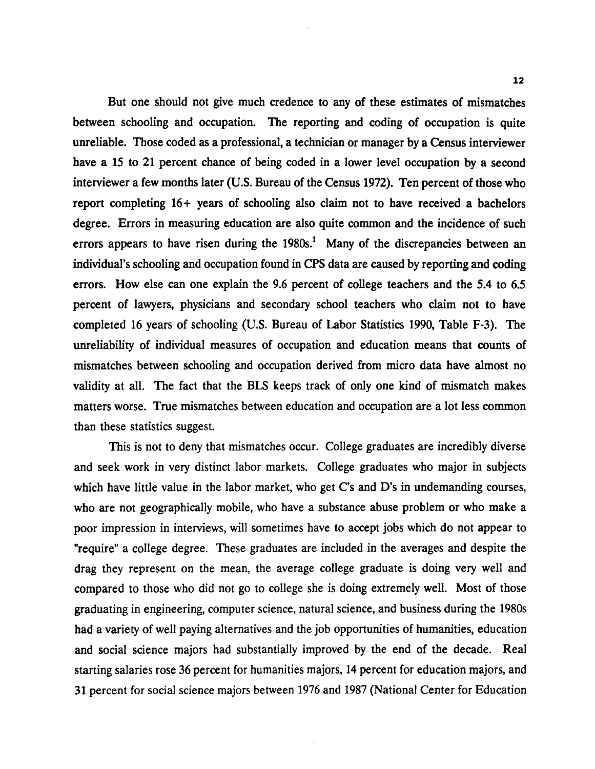But one should not give much credence to any of these estimates of mismatches between schooling and occupation. The reporting and coding of occupation is quite unreliable. Those coded as a professional, a technician or manager by a Census interviewer have a 15 to 21 percent chance of being coded in a lower level occupation by a second interviewer a few months later (U.S. Bureau of the Census 1972). Ten percent of those who report completing 16+ years of schooling also claim not to have received a bachelors degree. Errors in measuring education are also quite common and the incidence of such errors appears to have risen during the 1980s.[1] Many of the discrepancies between an individual's schooling and occupation found in CPS data are caused by reporting and coding errors. How else can one explain the 9.6 percent of college teachers and the 5.4 to 6.5 percent of lawyers, physicians and secondary school teachers who claim not to have completed 16 years of schooling (U.S. Bureau of Labor Statistics 1990, Table F-3). The unreliability of individual measures of occupation and education means that counts of mismatches between schooling and occupation derived from micro data have almost no validity at all. The fact that the BLS keeps track of only one kind of mismatch makes matters worse. True mismatches between education and occupation are a lot less common than these statistics suggest.

This is not to deny that mismatches occur. College graduates are incredibly diverse and seek work in very distinct labor markets. College graduates who major in subjects which have little value in the labor market, who get C's and D's in undemanding courses, who are not geographically mobile, who have a substance abuse problem or who make a poor impression in interviews, will sometimes have to accept jobs which do not appear to "require" a college degree. These graduates are included in the averages and despite the drag they represent on the mean, the average college graduate is doing very well and compared to those who did not go to college she is doing extremely well. Most of those graduating in engineering, computer science, natural science, and business during the 1980s had a variety of well paying alternatives and the job opportunities of humanities, education and social science majors had substantially improved by the end of the decade. Real starting salaries rose 36 percent for humanities majors, 14 percent for education majors, and 31 percent for social science majors between 1976 and 1987 (National Center for Education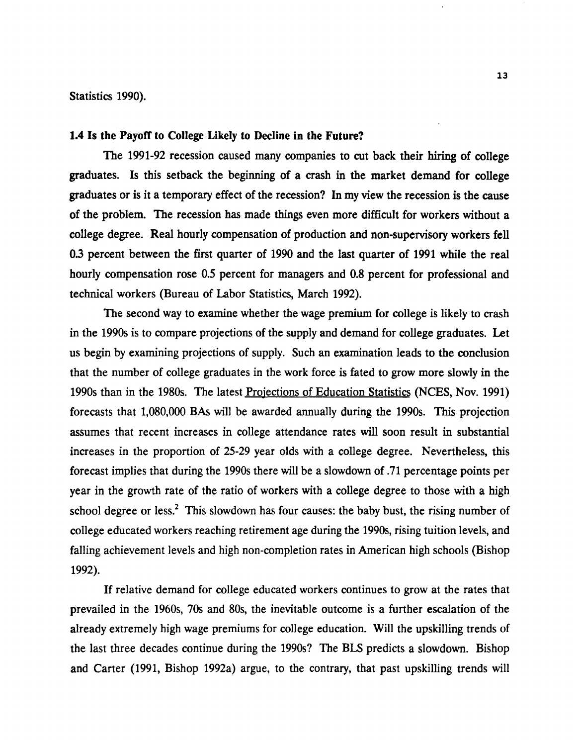Statistics 1990).

### 1.4 Is the Payoff to College Likely to Decline in the Future?

The 1991-92 recession caused many companies to cut back their hiring of college graduates. Is this setback the beginning of a crash in the market demand for college graduates or is it a temporary effect of the recession? In my view the recession is the cause of the problem. The recession has made things even more difficult for workers without a college degree. Real hourly compensation of production and non-supervisory workers fell 0.3 percent between the first quarter of 1990 and the last quarter of 1991 while the real hourly compensation rose 0.5 percent for managers and 0.8 percent for professional and technical workers (Bureau of Labor Statistics, March 1992).

The second way to examine whether the wage premium for college is likely to crash in the 1990s is to compare projections of the supply and demand for college graduates. Let us begin by examining projections of supply. Such an examination leads to the conclusion that the number of college graduates in the work force is fated to grow more slowly in the 1990s than in the 1980s. The latest Projections of Education Statistics (NCES, Nov. 1991) forecasts that 1,080,000 BAs will be awarded annually during the 1990s. This projection assumes that recent increases in college attendance rates will soon result in substantial increases in the proportion of 25-29 year olds with a college degree. Nevertheless, this forecast implies that during the 1990s there will be a slowdown of .71 percentage points per year in the growth rate of the ratio of workers with a college degree to those with a high school degree or less.[2] This slowdown has four causes: the baby bust, the rising number of college educated workers reaching retirement age during the 1990s, rising tuition levels, and falling achievement levels and high non-completion rates in American high schools (Bishop 1992).

If relative demand for college educated workers continues to grow at the rates that prevailed in the 1960s, 70s and 80s, the inevitable outcome is a further escalation of the already extremely high wage premiums for college education. Will the upskilling trends of the last three decades continue during the 1990s? The BLS predicts a slowdown. Bishop and Carter (1991, Bishop 1992a) argue, to the contrary, that past upskilling trends will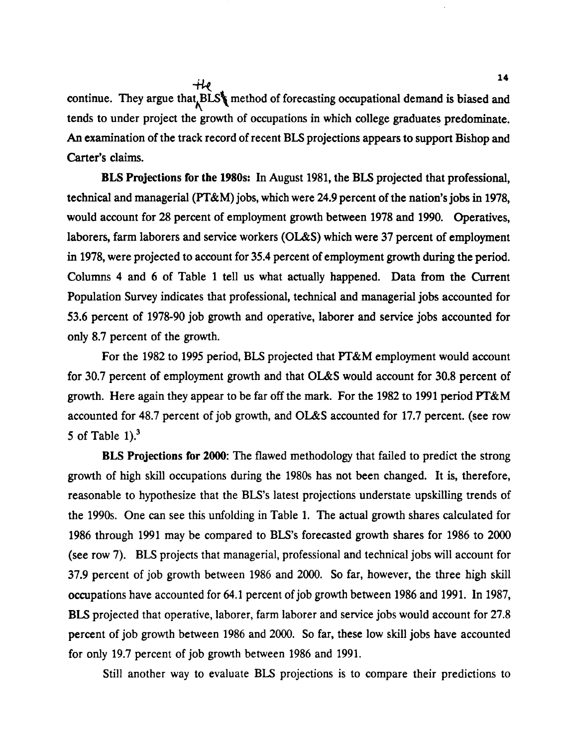continue. They argue that the BLS method of forecasting occupational demand is biased and tends to under project the growth of occupations in which college graduates predominate. An examination of the track record of recent BLS projections appears to support Bishop and Carter's claims.

**BLS Projections for the 1980s:** In August 1981, the BLS projected that professional, technical and managerial (PT&M) jobs, which were 24.9 percent of the nation's jobs in 1978, would account for 28 percent of employment growth between 1978 and 1990. Operatives, laborers, farm laborers and service workers (OL&S) which were 37 percent of employment in 1978, were projected to account for 35.4 percent of employment growth during the period. Columns 4 and 6 of Table 1 tell us what actually happened. Data from the Current Population Survey indicates that professional, technical and managerial jobs accounted for 53.6 percent of 1978-90 job growth and operative, laborer and service jobs accounted for only 8.7 percent of the growth.

For the 1982 to 1995 period, BLS projected that PT&M employment would account for 30.7 percent of employment growth and that OL&S would account for 30.8 percent of growth. Here again they appear to be far off the mark. For the 1982 to 1991 period PT&M accounted for 48.7 percent of job growth, and OL&S accounted for 17.7 percent. (see row 5 of Table 1).[3]

**BLS Projections for 2000:** The flawed methodology that failed to predict the strong growth of high skill occupations during the 1980s has not been changed. It is, therefore, reasonable to hypothesize that the BLS's latest projections understate upskilling trends of the 1990s. One can see this unfolding in Table 1. The actual growth shares calculated for 1986 through 1991 may be compared to BLS's forecasted growth shares for 1986 to 2000 (see row 7). BLS projects that managerial, professional and technical jobs will account for 37.9 percent of job growth between 1986 and 2000. So far, however, the three high skill occupations have accounted for 64.1 percent of job growth between 1986 and 1991. In 1987, BLS projected that operative, laborer, farm laborer and service jobs would account for 27.8 percent of job growth between 1986 and 2000. So far, these low skill jobs have accounted for only 19.7 percent of job growth between 1986 and 1991.

Still another way to evaluate BLS projections is to compare their predictions to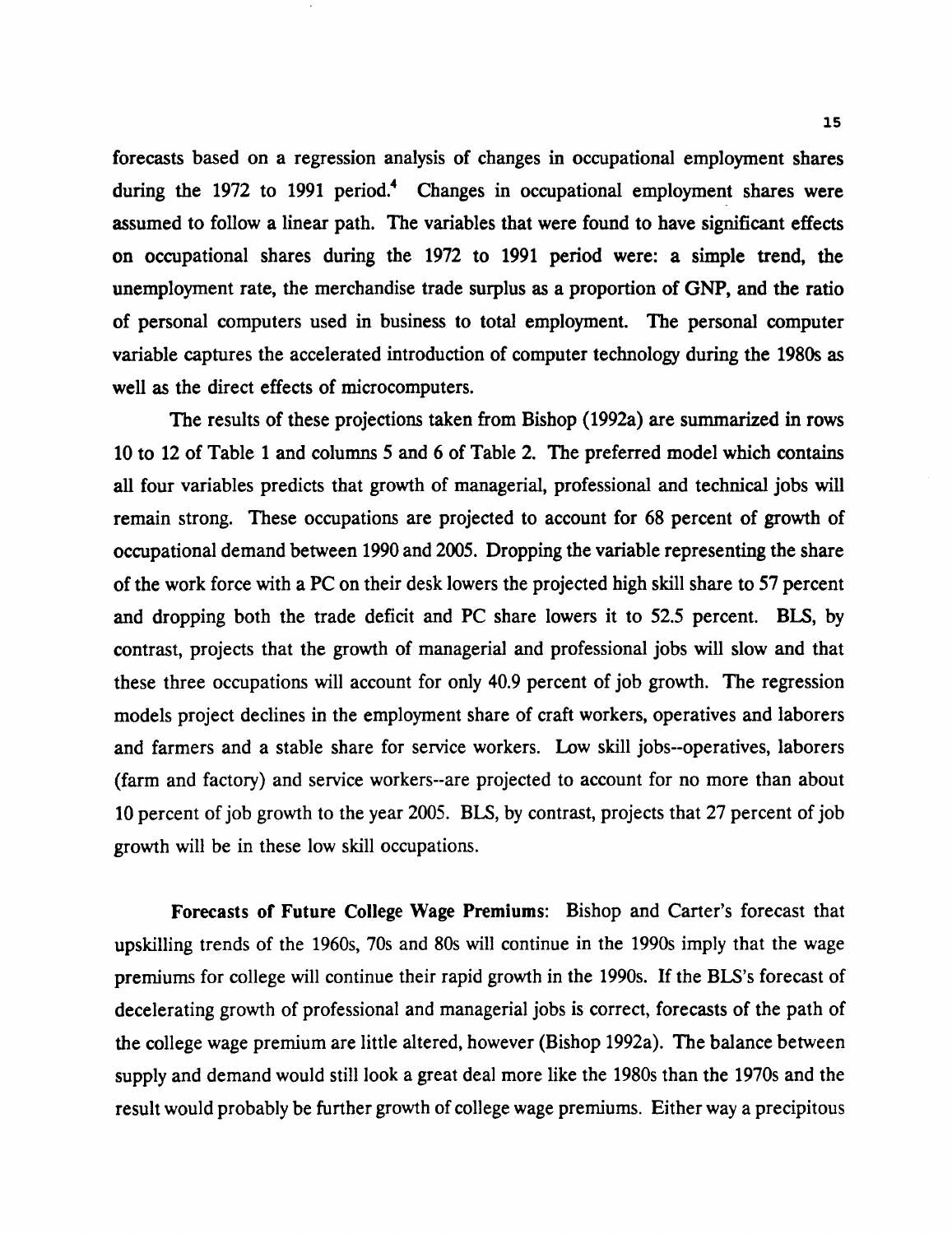forecasts based on a regression analysis of changes in occupational employment shares during the 1972 to 1991 period.[4] Changes in occupational employment shares were assumed to follow a linear path. The variables that were found to have significant effects on occupational shares during the 1972 to 1991 period were: a simple trend, the unemployment rate, the merchandise trade surplus as a proportion of GNP, and the ratio of personal computers used in business to total employment. The personal computer variable captures the accelerated introduction of computer technology during the 1980s as well as the direct effects of microcomputers.

The results of these projections taken from Bishop (1992a) are summarized in rows 10 to 12 of Table 1 and columns 5 and 6 of Table 2. The preferred model which contains all four variables predicts that growth of managerial, professional and technical jobs will remain strong. These occupations are projected to account for 68 percent of growth of occupational demand between 1990 and 2005. Dropping the variable representing the share of the work force with a PC on their desk lowers the projected high skill share to 57 percent and dropping both the trade deficit and PC share lowers it to 52.5 percent. BLS, by contrast, projects that the growth of managerial and professional jobs will slow and that these three occupations will account for only 40.9 percent of job growth. The regression models project declines in the employment share of craft workers, operatives and laborers and farmers and a stable share for service workers. Low skill jobs--operatives, laborers (farm and factory) and service workers--are projected to account for no more than about 10 percent of job growth to the year 2005. BLS, by contrast, projects that 27 percent of job growth will be in these low skill occupations.

**Forecasts of Future College Wage Premiums**: Bishop and Carter's forecast that upskilling trends of the 1960s, 70s and 80s will continue in the 1990s imply that the wage premiums for college will continue their rapid growth in the 1990s. If the BLS's forecast of decelerating growth of professional and managerial jobs is correct, forecasts of the path of the college wage premium are little altered, however (Bishop 1992a). The balance between supply and demand would still look a great deal more like the 1980s than the 1970s and the result would probably be further growth of college wage premiums. Either way a precipitous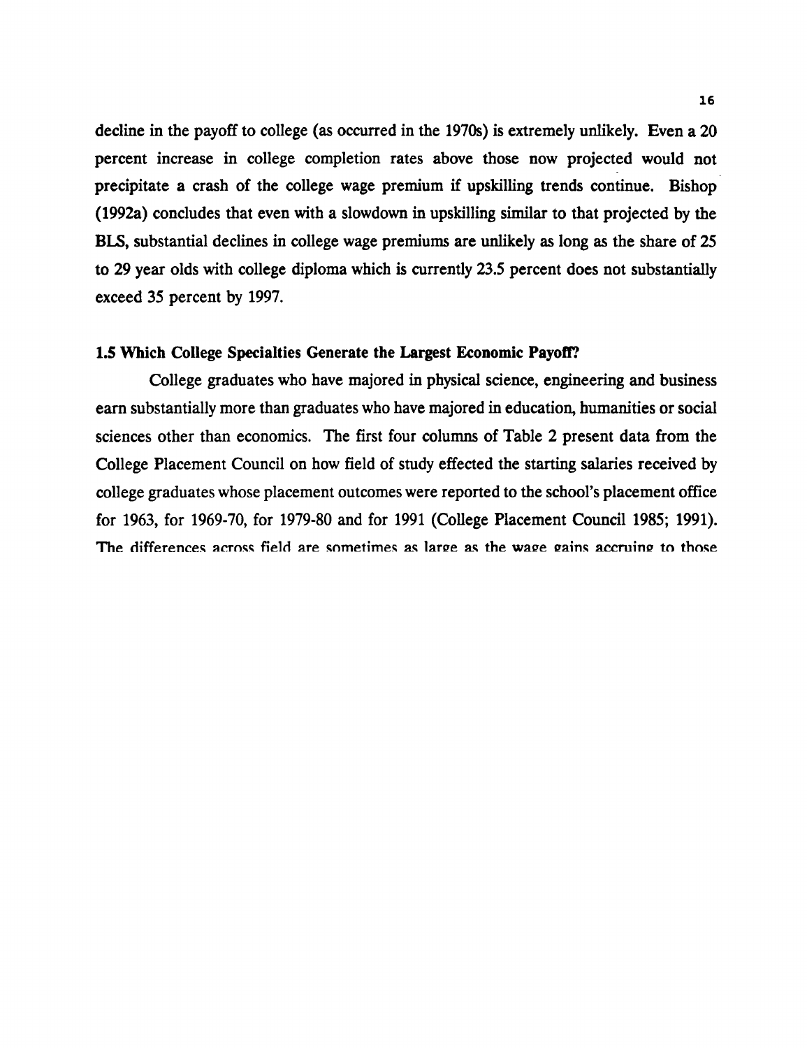decline in the payoff to college (as occurred in the 1970s) is extremely unlikely. Even a 20 percent increase in college completion rates above those now projected would not precipitate a crash of the college wage premium if upskilling trends continue. Bishop (1992a) concludes that even with a slowdown in upskilling similar to that projected by the BLS, substantial declines in college wage premiums are unlikely as long as the share of 25 to 29 year olds with college diploma which is currently 23.5 percent does not substantially exceed 35 percent by 1997.

### 1.5 Which College Specialties Generate the Largest Economic Payoff?

College graduates who have majored in physical science, engineering and business earn substantially more than graduates who have majored in education, humanities or social sciences other than economics. The first four columns of Table 2 present data from the College Placement Council on how field of study effected the starting salaries received by college graduates whose placement outcomes were reported to the school's placement office for 1963, for 1969-70, for 1979-80 and for 1991 (College Placement Council 1985; 1991). The differences across field are sometimes as large as the wage gains accruing to those